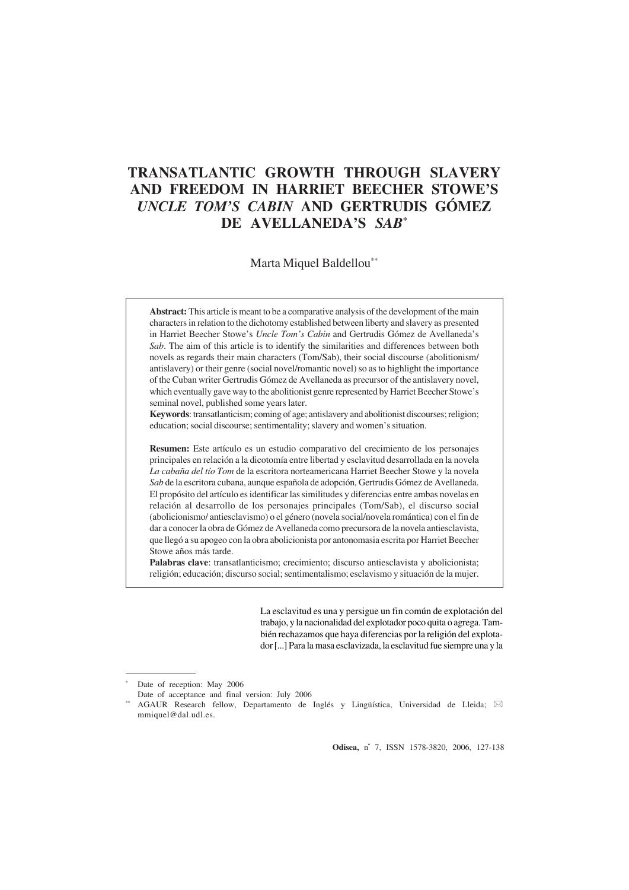# TRANSATLANTIC GROWTH THROUGH SLAVERY AND FREEDOM IN HARRIET BEECHER STOWE'S *UNCLE TOM'S CABIN* AND GERTRUDIS GÓMEZ DE AVELLANEDA'S *SAB*[*]

Marta Miquel Baldellou[**]

**Abstract:** This article is meant to be a comparative analysis of the development of the main characters in relation to the dichotomy established between liberty and slavery as presented in Harriet Beecher Stowe's *Uncle Tom's Cabin* and Gertrudis Gómez de Avellaneda's *Sab*. The aim of this article is to identify the similarities and differences between both novels as regards their main characters (Tom/Sab), their social discourse (abolitionism/antislavery) or their genre (social novel/romantic novel) so as to highlight the importance of the Cuban writer Gertrudis Gómez de Avellaneda as precursor of the antislavery novel, which eventually gave way to the abolitionist genre represented by Harriet Beecher Stowe's seminal novel, published some years later.

**Keywords**: transatlanticism; coming of age; antislavery and abolitionist discourses; religion; education; social discourse; sentimentality; slavery and women's situation.

**Resumen:** Este artículo es un estudio comparativo del crecimiento de los personajes principales en relación a la dicotomía entre libertad y esclavitud desarrollada en la novela *La cabaña del tío Tom* de la escritora norteamericana Harriet Beecher Stowe y la novela *Sab* de la escritora cubana, aunque española de adopción, Gertrudis Gómez de Avellaneda. El propósito del artículo es identificar las similitudes y diferencias entre ambas novelas en relación al desarrollo de los personajes principales (Tom/Sab), el discurso social (abolicionismo/ antiesclavismo) o el género (novela social/novela romántica) con el fin de dar a conocer la obra de Gómez de Avellaneda como precursora de la novela antiesclavista, que llegó a su apogeo con la obra abolicionista por antonomasia escrita por Harriet Beecher Stowe años más tarde.

**Palabras clave**: transatlanticismo; crecimiento; discurso antiesclavista y abolicionista; religión; educación; discurso social; sentimentalismo; esclavismo y situación de la mujer.

> La esclavitud es una y persigue un fin común de explotación del trabajo, y la nacionalidad del explotador poco quita o agrega. También rechazamos que haya diferencias por la religión del explotador [...] Para la masa esclavizada, la esclavitud fue siempre una y la

---

[*] Date of reception: May 2006
Date of acceptance and final version: July 2006

[**] AGAUR Research fellow, Departamento de Inglés y Lingüística, Universidad de Lleida; ✉ mmiquel@dal.udl.es.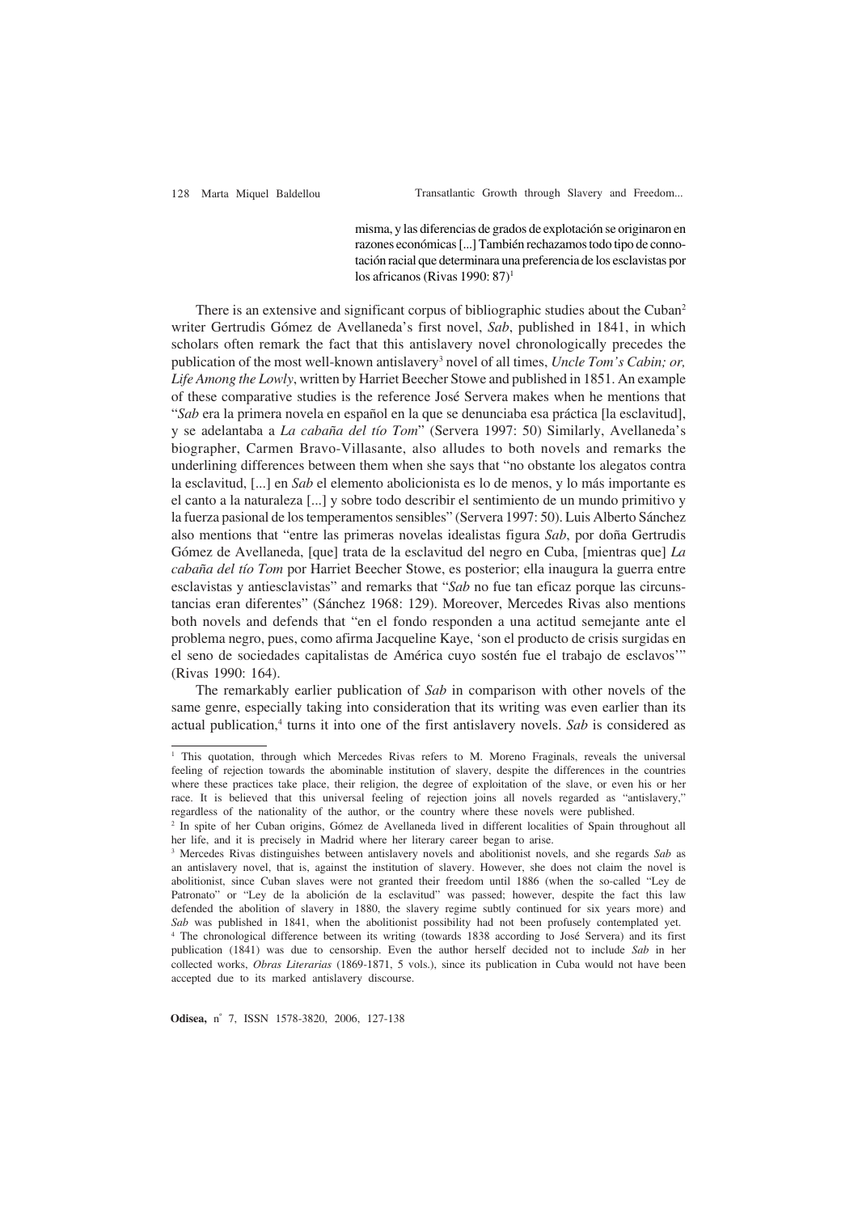> misma, y las diferencias de grados de explotación se originaron en razones económicas [...] También rechazamos todo tipo de connotación racial que determinara una preferencia de los esclavistas por los africanos (Rivas 1990: 87)[1]

There is an extensive and significant corpus of bibliographic studies about the Cuban[2] writer Gertrudis Gómez de Avellaneda's first novel, *Sab*, published in 1841, in which scholars often remark the fact that this antislavery novel chronologically precedes the publication of the most well-known antislavery[3] novel of all times, *Uncle Tom's Cabin; or, Life Among the Lowly*, written by Harriet Beecher Stowe and published in 1851. An example of these comparative studies is the reference José Servera makes when he mentions that "*Sab* era la primera novela en español en la que se denunciaba esa práctica [la esclavitud], y se adelantaba a *La cabaña del tío Tom*" (Servera 1997: 50) Similarly, Avellaneda's biographer, Carmen Bravo-Villasante, also alludes to both novels and remarks the underlining differences between them when she says that "no obstante los alegatos contra la esclavitud, [...] en *Sab* el elemento abolicionista es lo de menos, y lo más importante es el canto a la naturaleza [...] y sobre todo describir el sentimiento de un mundo primitivo y la fuerza pasional de los temperamentos sensibles" (Servera 1997: 50). Luis Alberto Sánchez also mentions that "entre las primeras novelas idealistas figura *Sab*, por doña Gertrudis Gómez de Avellaneda, [que] trata de la esclavitud del negro en Cuba, [mientras que] *La cabaña del tío Tom* por Harriet Beecher Stowe, es posterior; ella inaugura la guerra entre esclavistas y antiesclavistas" and remarks that "*Sab* no fue tan eficaz porque las circunstancias eran diferentes" (Sánchez 1968: 129). Moreover, Mercedes Rivas also mentions both novels and defends that "en el fondo responden a una actitud semejante ante el problema negro, pues, como afirma Jacqueline Kaye, 'son el producto de crisis surgidas en el seno de sociedades capitalistas de América cuyo sostén fue el trabajo de esclavos'" (Rivas 1990: 164).

The remarkably earlier publication of *Sab* in comparison with other novels of the same genre, especially taking into consideration that its writing was even earlier than its actual publication,[4] turns it into one of the first antislavery novels. *Sab* is considered as

---

[1] This quotation, through which Mercedes Rivas refers to M. Moreno Fraginals, reveals the universal feeling of rejection towards the abominable institution of slavery, despite the differences in the countries where these practices take place, their religion, the degree of exploitation of the slave, or even his or her race. It is believed that this universal feeling of rejection joins all novels regarded as "antislavery," regardless of the nationality of the author, or the country where these novels were published.

[2] In spite of her Cuban origins, Gómez de Avellaneda lived in different localities of Spain throughout all her life, and it is precisely in Madrid where her literary career began to arise.

[3] Mercedes Rivas distinguishes between antislavery novels and abolitionist novels, and she regards *Sab* as an antislavery novel, that is, against the institution of slavery. However, she does not claim the novel is abolitionist, since Cuban slaves were not granted their freedom until 1886 (when the so-called "Ley de Patronato" or "Ley de la abolición de la esclavitud" was passed; however, despite the fact this law defended the abolition of slavery in 1880, the slavery regime subtly continued for six years more) and *Sab* was published in 1841, when the abolitionist possibility had not been profusely contemplated yet.

[4] The chronological difference between its writing (towards 1838 according to José Servera) and its first publication (1841) was due to censorship. Even the author herself decided not to include *Sab* in her collected works, *Obras Literarias* (1869-1871, 5 vols.), since its publication in Cuba would not have been accepted due to its marked antislavery discourse.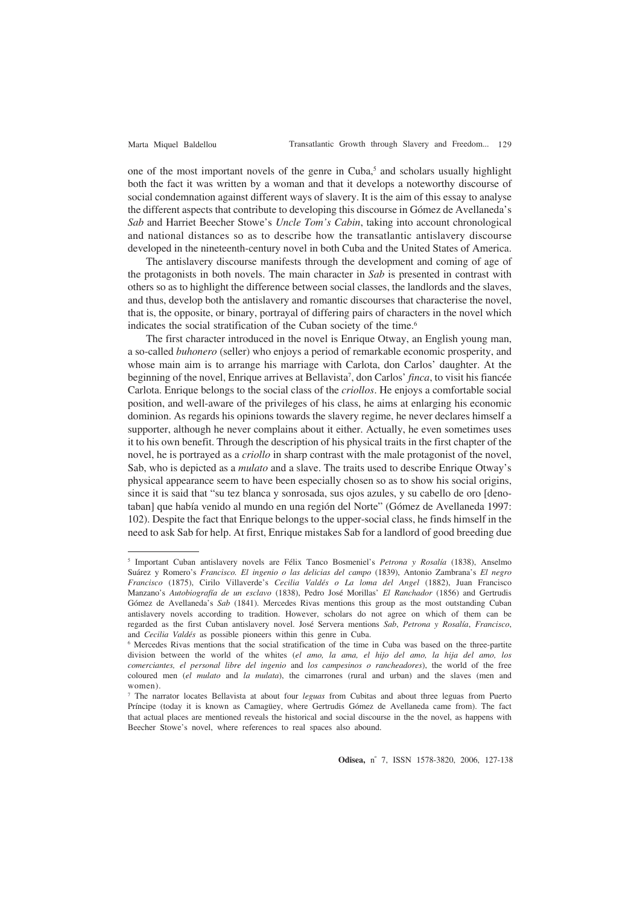one of the most important novels of the genre in Cuba,[5] and scholars usually highlight both the fact it was written by a woman and that it develops a noteworthy discourse of social condemnation against different ways of slavery. It is the aim of this essay to analyse the different aspects that contribute to developing this discourse in Gómez de Avellaneda's *Sab* and Harriet Beecher Stowe's *Uncle Tom's Cabin*, taking into account chronological and national distances so as to describe how the transatlantic antislavery discourse developed in the nineteenth-century novel in both Cuba and the United States of America.

The antislavery discourse manifests through the development and coming of age of the protagonists in both novels. The main character in *Sab* is presented in contrast with others so as to highlight the difference between social classes, the landlords and the slaves, and thus, develop both the antislavery and romantic discourses that characterise the novel, that is, the opposite, or binary, portrayal of differing pairs of characters in the novel which indicates the social stratification of the Cuban society of the time.[6]

The first character introduced in the novel is Enrique Otway, an English young man, a so-called *buhonero* (seller) who enjoys a period of remarkable economic prosperity, and whose main aim is to arrange his marriage with Carlota, don Carlos' daughter. At the beginning of the novel, Enrique arrives at Bellavista[7], don Carlos' *finca*, to visit his fiancée Carlota. Enrique belongs to the social class of the *criollos*. He enjoys a comfortable social position, and well-aware of the privileges of his class, he aims at enlarging his economic dominion. As regards his opinions towards the slavery regime, he never declares himself a supporter, although he never complains about it either. Actually, he even sometimes uses it to his own benefit. Through the description of his physical traits in the first chapter of the novel, he is portrayed as a *criollo* in sharp contrast with the male protagonist of the novel, Sab, who is depicted as a *mulato* and a slave. The traits used to describe Enrique Otway's physical appearance seem to have been especially chosen so as to show his social origins, since it is said that "su tez blanca y sonrosada, sus ojos azules, y su cabello de oro [denotaban] que había venido al mundo en una región del Norte" (Gómez de Avellaneda 1997: 102). Despite the fact that Enrique belongs to the upper-social class, he finds himself in the need to ask Sab for help. At first, Enrique mistakes Sab for a landlord of good breeding due

---

[5] Important Cuban antislavery novels are Félix Tanco Bosmeniel's *Petrona y Rosalía* (1838), Anselmo Suárez y Romero's *Francisco. El ingenio o las delicias del campo* (1839), Antonio Zambrana's *El negro Francisco* (1875), Cirilo Villaverde's *Cecilia Valdés o La loma del Angel* (1882), Juan Francisco Manzano's *Autobiografía de un esclavo* (1838), Pedro José Morillas' *El Ranchador* (1856) and Gertrudis Gómez de Avellaneda's *Sab* (1841). Mercedes Rivas mentions this group as the most outstanding Cuban antislavery novels according to tradition. However, scholars do not agree on which of them can be regarded as the first Cuban antislavery novel. José Servera mentions *Sab*, *Petrona y Rosalía*, *Francisco*, and *Cecilia Valdés* as possible pioneers within this genre in Cuba.

[6] Mercedes Rivas mentions that the social stratification of the time in Cuba was based on the three-partite division between the world of the whites (*el amo, la ama, el hijo del amo, la hija del amo, los comerciantes, el personal libre del ingenio* and *los campesinos o rancheadores*), the world of the free coloured men (*el mulato* and *la mulata*), the cimarrones (rural and urban) and the slaves (men and women).

[7] The narrator locates Bellavista at about four *leguas* from Cubitas and about three leguas from Puerto Príncipe (today it is known as Camagüey, where Gertrudis Gómez de Avellaneda came from). The fact that actual places are mentioned reveals the historical and social discourse in the the novel, as happens with Beecher Stowe's novel, where references to real spaces also abound.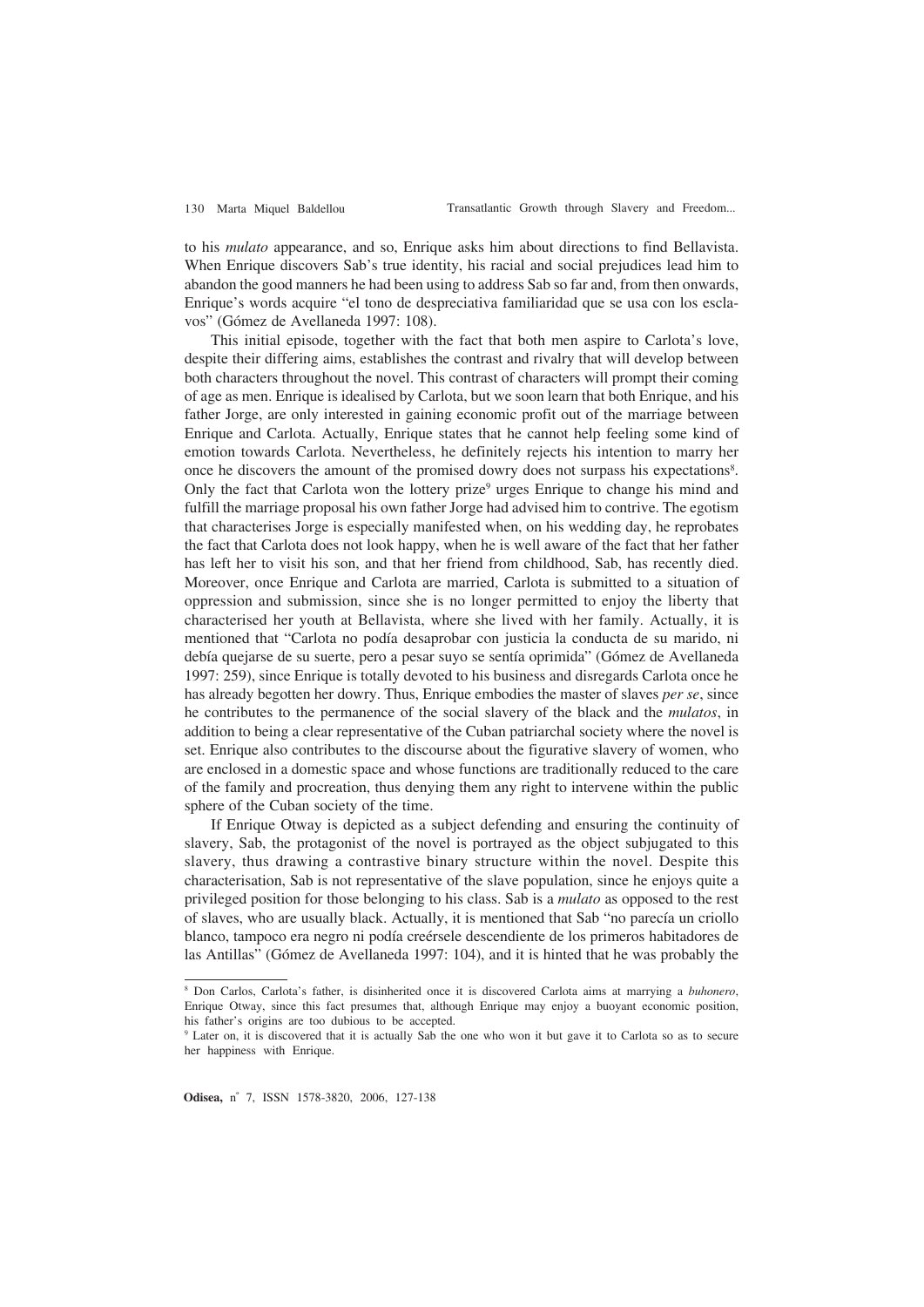to his *mulato* appearance, and so, Enrique asks him about directions to find Bellavista. When Enrique discovers Sab's true identity, his racial and social prejudices lead him to abandon the good manners he had been using to address Sab so far and, from then onwards, Enrique's words acquire "el tono de despreciativa familiaridad que se usa con los esclavos" (Gómez de Avellaneda 1997: 108).

This initial episode, together with the fact that both men aspire to Carlota's love, despite their differing aims, establishes the contrast and rivalry that will develop between both characters throughout the novel. This contrast of characters will prompt their coming of age as men. Enrique is idealised by Carlota, but we soon learn that both Enrique, and his father Jorge, are only interested in gaining economic profit out of the marriage between Enrique and Carlota. Actually, Enrique states that he cannot help feeling some kind of emotion towards Carlota. Nevertheless, he definitely rejects his intention to marry her once he discovers the amount of the promised dowry does not surpass his expectations[8]. Only the fact that Carlota won the lottery prize[9] urges Enrique to change his mind and fulfill the marriage proposal his own father Jorge had advised him to contrive. The egotism that characterises Jorge is especially manifested when, on his wedding day, he reprobates the fact that Carlota does not look happy, when he is well aware of the fact that her father has left her to visit his son, and that her friend from childhood, Sab, has recently died. Moreover, once Enrique and Carlota are married, Carlota is submitted to a situation of oppression and submission, since she is no longer permitted to enjoy the liberty that characterised her youth at Bellavista, where she lived with her family. Actually, it is mentioned that "Carlota no podía desaprobar con justicia la conducta de su marido, ni debía quejarse de su suerte, pero a pesar suyo se sentía oprimida" (Gómez de Avellaneda 1997: 259), since Enrique is totally devoted to his business and disregards Carlota once he has already begotten her dowry. Thus, Enrique embodies the master of slaves *per se*, since he contributes to the permanence of the social slavery of the black and the *mulatos*, in addition to being a clear representative of the Cuban patriarchal society where the novel is set. Enrique also contributes to the discourse about the figurative slavery of women, who are enclosed in a domestic space and whose functions are traditionally reduced to the care of the family and procreation, thus denying them any right to intervene within the public sphere of the Cuban society of the time.

If Enrique Otway is depicted as a subject defending and ensuring the continuity of slavery, Sab, the protagonist of the novel is portrayed as the object subjugated to this slavery, thus drawing a contrastive binary structure within the novel. Despite this characterisation, Sab is not representative of the slave population, since he enjoys quite a privileged position for those belonging to his class. Sab is a *mulato* as opposed to the rest of slaves, who are usually black. Actually, it is mentioned that Sab "no parecía un criollo blanco, tampoco era negro ni podía creérsele descendiente de los primeros habitadores de las Antillas" (Gómez de Avellaneda 1997: 104), and it is hinted that he was probably the

---

[8] Don Carlos, Carlota's father, is disinherited once it is discovered Carlota aims at marrying a *buhonero*, Enrique Otway, since this fact presumes that, although Enrique may enjoy a buoyant economic position, his father's origins are too dubious to be accepted.

[9] Later on, it is discovered that it is actually Sab the one who won it but gave it to Carlota so as to secure her happiness with Enrique.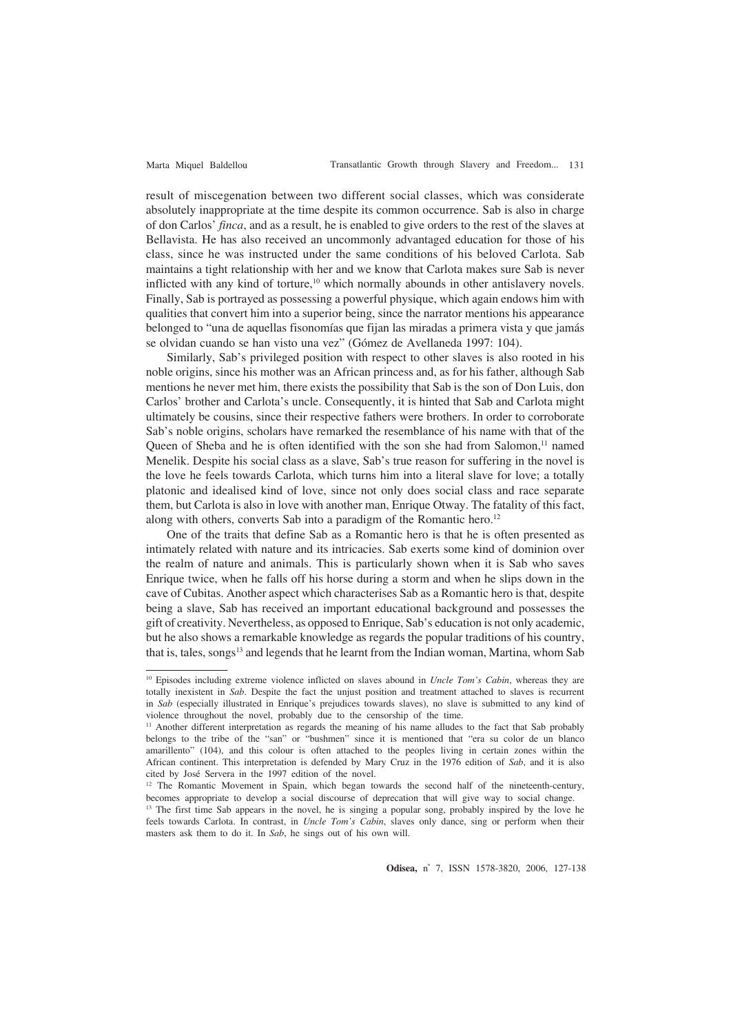result of miscegenation between two different social classes, which was considerate absolutely inappropriate at the time despite its common occurrence. Sab is also in charge of don Carlos' *finca*, and as a result, he is enabled to give orders to the rest of the slaves at Bellavista. He has also received an uncommonly advantaged education for those of his class, since he was instructed under the same conditions of his beloved Carlota. Sab maintains a tight relationship with her and we know that Carlota makes sure Sab is never inflicted with any kind of torture,[10] which normally abounds in other antislavery novels. Finally, Sab is portrayed as possessing a powerful physique, which again endows him with qualities that convert him into a superior being, since the narrator mentions his appearance belonged to "una de aquellas fisonomías que fijan las miradas a primera vista y que jamás se olvidan cuando se han visto una vez" (Gómez de Avellaneda 1997: 104).

Similarly, Sab's privileged position with respect to other slaves is also rooted in his noble origins, since his mother was an African princess and, as for his father, although Sab mentions he never met him, there exists the possibility that Sab is the son of Don Luis, don Carlos' brother and Carlota's uncle. Consequently, it is hinted that Sab and Carlota might ultimately be cousins, since their respective fathers were brothers. In order to corroborate Sab's noble origins, scholars have remarked the resemblance of his name with that of the Queen of Sheba and he is often identified with the son she had from Salomon,[11] named Menelik. Despite his social class as a slave, Sab's true reason for suffering in the novel is the love he feels towards Carlota, which turns him into a literal slave for love; a totally platonic and idealised kind of love, since not only does social class and race separate them, but Carlota is also in love with another man, Enrique Otway. The fatality of this fact, along with others, converts Sab into a paradigm of the Romantic hero.[12]

One of the traits that define Sab as a Romantic hero is that he is often presented as intimately related with nature and its intricacies. Sab exerts some kind of dominion over the realm of nature and animals. This is particularly shown when it is Sab who saves Enrique twice, when he falls off his horse during a storm and when he slips down in the cave of Cubitas. Another aspect which characterises Sab as a Romantic hero is that, despite being a slave, Sab has received an important educational background and possesses the gift of creativity. Nevertheless, as opposed to Enrique, Sab's education is not only academic, but he also shows a remarkable knowledge as regards the popular traditions of his country, that is, tales, songs[13] and legends that he learnt from the Indian woman, Martina, whom Sab

---

[10] Episodes including extreme violence inflicted on slaves abound in *Uncle Tom's Cabin*, whereas they are totally inexistent in *Sab*. Despite the fact the unjust position and treatment attached to slaves is recurrent in *Sab* (especially illustrated in Enrique's prejudices towards slaves), no slave is submitted to any kind of violence throughout the novel, probably due to the censorship of the time.

[11] Another different interpretation as regards the meaning of his name alludes to the fact that Sab probably belongs to the tribe of the "san" or "bushmen" since it is mentioned that "era su color de un blanco amarillento" (104), and this colour is often attached to the peoples living in certain zones within the African continent. This interpretation is defended by Mary Cruz in the 1976 edition of *Sab*, and it is also cited by José Servera in the 1997 edition of the novel.

[12] The Romantic Movement in Spain, which began towards the second half of the nineteenth-century, becomes appropriate to develop a social discourse of deprecation that will give way to social change.

[13] The first time Sab appears in the novel, he is singing a popular song, probably inspired by the love he feels towards Carlota. In contrast, in *Uncle Tom's Cabin*, slaves only dance, sing or perform when their masters ask them to do it. In *Sab*, he sings out of his own will.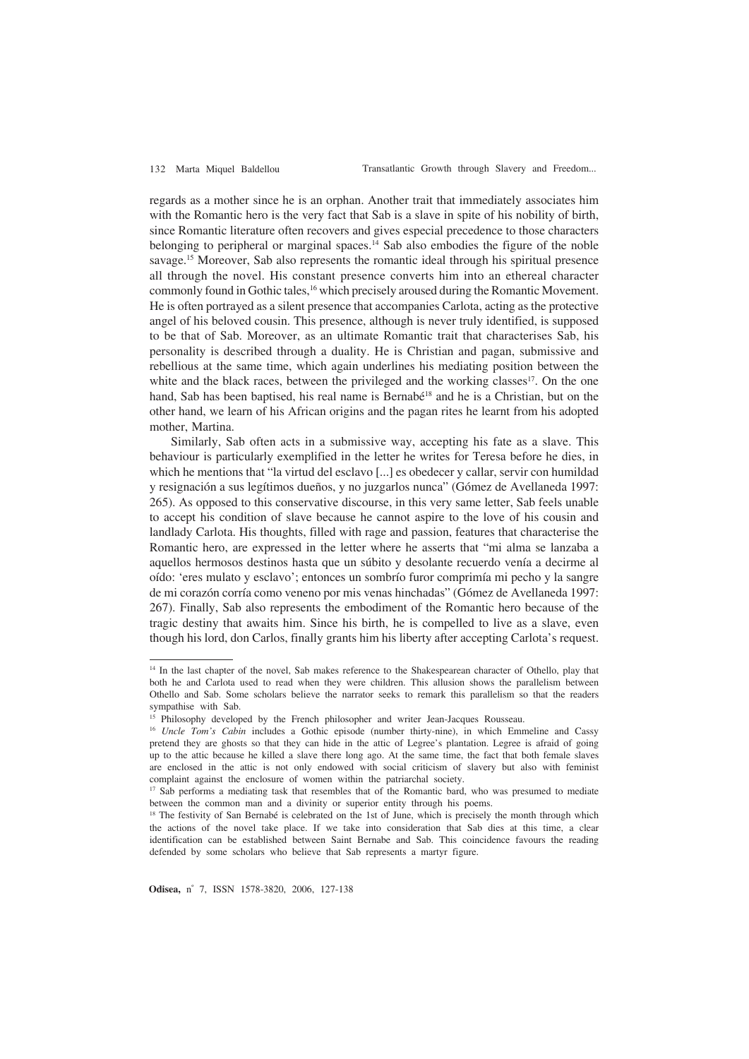regards as a mother since he is an orphan. Another trait that immediately associates him with the Romantic hero is the very fact that Sab is a slave in spite of his nobility of birth, since Romantic literature often recovers and gives especial precedence to those characters belonging to peripheral or marginal spaces.[14] Sab also embodies the figure of the noble savage.[15] Moreover, Sab also represents the romantic ideal through his spiritual presence all through the novel. His constant presence converts him into an ethereal character commonly found in Gothic tales,[16] which precisely aroused during the Romantic Movement. He is often portrayed as a silent presence that accompanies Carlota, acting as the protective angel of his beloved cousin. This presence, although is never truly identified, is supposed to be that of Sab. Moreover, as an ultimate Romantic trait that characterises Sab, his personality is described through a duality. He is Christian and pagan, submissive and rebellious at the same time, which again underlines his mediating position between the white and the black races, between the privileged and the working classes[17]. On the one hand, Sab has been baptised, his real name is Bernabé[18] and he is a Christian, but on the other hand, we learn of his African origins and the pagan rites he learnt from his adopted mother, Martina.

Similarly, Sab often acts in a submissive way, accepting his fate as a slave. This behaviour is particularly exemplified in the letter he writes for Teresa before he dies, in which he mentions that "la virtud del esclavo [...] es obedecer y callar, servir con humildad y resignación a sus legítimos dueños, y no juzgarlos nunca" (Gómez de Avellaneda 1997: 265). As opposed to this conservative discourse, in this very same letter, Sab feels unable to accept his condition of slave because he cannot aspire to the love of his cousin and landlady Carlota. His thoughts, filled with rage and passion, features that characterise the Romantic hero, are expressed in the letter where he asserts that "mi alma se lanzaba a aquellos hermosos destinos hasta que un súbito y desolante recuerdo venía a decirme al oído: 'eres mulato y esclavo'; entonces un sombrío furor comprimía mi pecho y la sangre de mi corazón corría como veneno por mis venas hinchadas" (Gómez de Avellaneda 1997: 267). Finally, Sab also represents the embodiment of the Romantic hero because of the tragic destiny that awaits him. Since his birth, he is compelled to live as a slave, even though his lord, don Carlos, finally grants him his liberty after accepting Carlota's request.

---

[14] In the last chapter of the novel, Sab makes reference to the Shakespearean character of Othello, play that both he and Carlota used to read when they were children. This allusion shows the parallelism between Othello and Sab. Some scholars believe the narrator seeks to remark this parallelism so that the readers sympathise with Sab.

[15] Philosophy developed by the French philosopher and writer Jean-Jacques Rousseau.

[16] *Uncle Tom's Cabin* includes a Gothic episode (number thirty-nine), in which Emmeline and Cassy pretend they are ghosts so that they can hide in the attic of Legree's plantation. Legree is afraid of going up to the attic because he killed a slave there long ago. At the same time, the fact that both female slaves are enclosed in the attic is not only endowed with social criticism of slavery but also with feminist complaint against the enclosure of women within the patriarchal society.

[17] Sab performs a mediating task that resembles that of the Romantic bard, who was presumed to mediate between the common man and a divinity or superior entity through his poems.

[18] The festivity of San Bernabé is celebrated on the 1st of June, which is precisely the month through which the actions of the novel take place. If we take into consideration that Sab dies at this time, a clear identification can be established between Saint Bernabe and Sab. This coincidence favours the reading defended by some scholars who believe that Sab represents a martyr figure.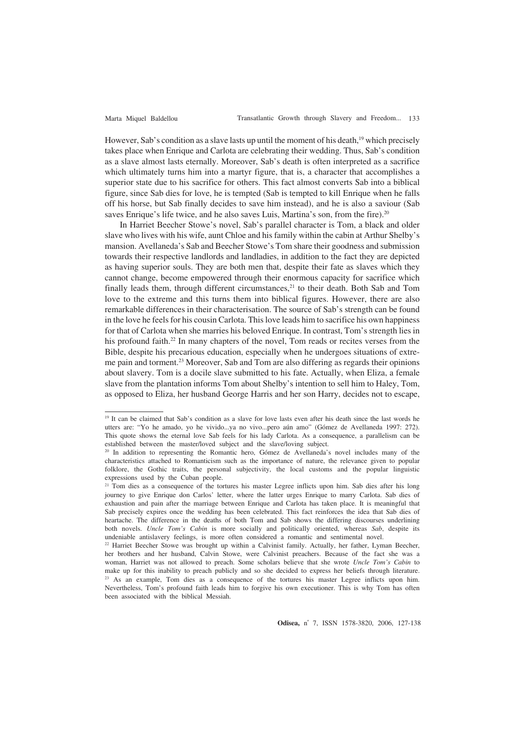However, Sab's condition as a slave lasts up until the moment of his death,[19] which precisely takes place when Enrique and Carlota are celebrating their wedding. Thus, Sab's condition as a slave almost lasts eternally. Moreover, Sab's death is often interpreted as a sacrifice which ultimately turns him into a martyr figure, that is, a character that accomplishes a superior state due to his sacrifice for others. This fact almost converts Sab into a biblical figure, since Sab dies for love, he is tempted (Sab is tempted to kill Enrique when he falls off his horse, but Sab finally decides to save him instead), and he is also a saviour (Sab saves Enrique's life twice, and he also saves Luis, Martina's son, from the fire).[20]

In Harriet Beecher Stowe's novel, Sab's parallel character is Tom, a black and older slave who lives with his wife, aunt Chloe and his family within the cabin at Arthur Shelby's mansion. Avellaneda's Sab and Beecher Stowe's Tom share their goodness and submission towards their respective landlords and landladies, in addition to the fact they are depicted as having superior souls. They are both men that, despite their fate as slaves which they cannot change, become empowered through their enormous capacity for sacrifice which finally leads them, through different circumstances,[21] to their death. Both Sab and Tom love to the extreme and this turns them into biblical figures. However, there are also remarkable differences in their characterisation. The source of Sab's strength can be found in the love he feels for his cousin Carlota. This love leads him to sacrifice his own happiness for that of Carlota when she marries his beloved Enrique. In contrast, Tom's strength lies in his profound faith.[22] In many chapters of the novel, Tom reads or recites verses from the Bible, despite his precarious education, especially when he undergoes situations of extreme pain and torment.[23] Moreover, Sab and Tom are also differing as regards their opinions about slavery. Tom is a docile slave submitted to his fate. Actually, when Eliza, a female slave from the plantation informs Tom about Shelby's intention to sell him to Haley, Tom, as opposed to Eliza, her husband George Harris and her son Harry, decides not to escape,

---

[19] It can be claimed that Sab's condition as a slave for love lasts even after his death since the last words he utters are: "Yo he amado, yo he vivido...ya no vivo...pero aún amo" (Gómez de Avellaneda 1997: 272). This quote shows the eternal love Sab feels for his lady Carlota. As a consequence, a parallelism can be established between the master/loved subject and the slave/loving subject.

[20] In addition to representing the Romantic hero, Gómez de Avellaneda's novel includes many of the characteristics attached to Romanticism such as the importance of nature, the relevance given to popular folklore, the Gothic traits, the personal subjectivity, the local customs and the popular linguistic expressions used by the Cuban people.

[21] Tom dies as a consequence of the tortures his master Legree inflicts upon him. Sab dies after his long journey to give Enrique don Carlos' letter, where the latter urges Enrique to marry Carlota. Sab dies of exhaustion and pain after the marriage between Enrique and Carlota has taken place. It is meaningful that Sab precisely expires once the wedding has been celebrated. This fact reinforces the idea that Sab dies of heartache. The difference in the deaths of both Tom and Sab shows the differing discourses underlining both novels. *Uncle Tom's Cabin* is more socially and politically oriented, whereas *Sab*, despite its undeniable antislavery feelings, is more often considered a romantic and sentimental novel.

[22] Harriet Beecher Stowe was brought up within a Calvinist family. Actually, her father, Lyman Beecher, her brothers and her husband, Calvin Stowe, were Calvinist preachers. Because of the fact she was a woman, Harriet was not allowed to preach. Some scholars believe that she wrote *Uncle Tom's Cabin* to make up for this inability to preach publicly and so she decided to express her beliefs through literature.

[23] As an example, Tom dies as a consequence of the tortures his master Legree inflicts upon him. Nevertheless, Tom's profound faith leads him to forgive his own executioner. This is why Tom has often been associated with the biblical Messiah.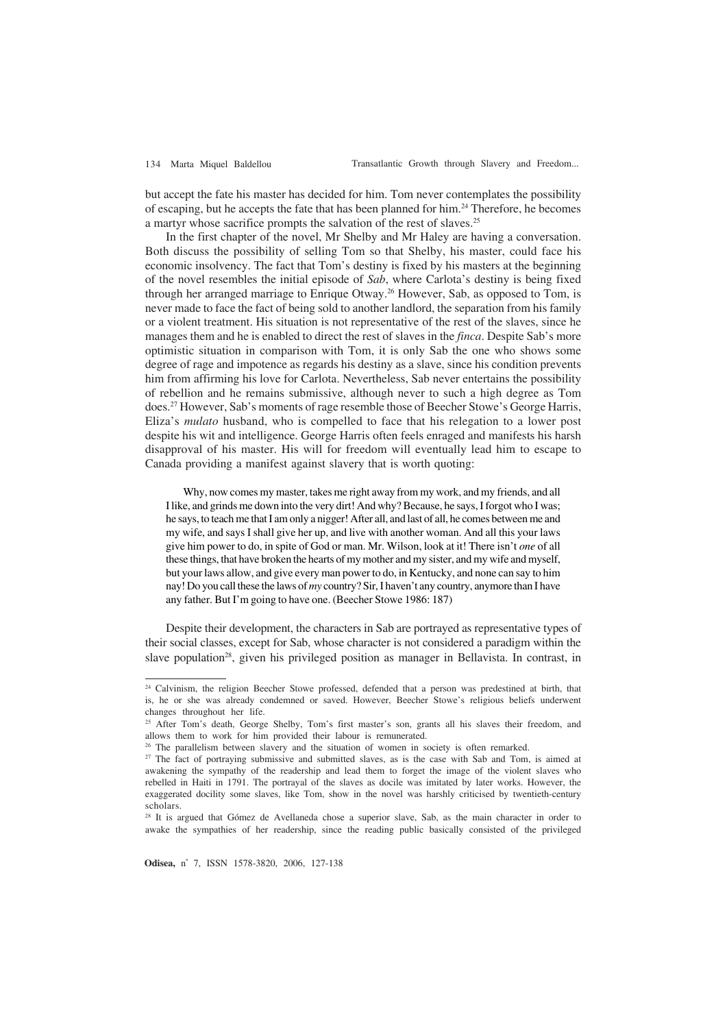but accept the fate his master has decided for him. Tom never contemplates the possibility of escaping, but he accepts the fate that has been planned for him.[24] Therefore, he becomes a martyr whose sacrifice prompts the salvation of the rest of slaves.[25]

In the first chapter of the novel, Mr Shelby and Mr Haley are having a conversation. Both discuss the possibility of selling Tom so that Shelby, his master, could face his economic insolvency. The fact that Tom's destiny is fixed by his masters at the beginning of the novel resembles the initial episode of *Sab*, where Carlota's destiny is being fixed through her arranged marriage to Enrique Otway.[26] However, Sab, as opposed to Tom, is never made to face the fact of being sold to another landlord, the separation from his family or a violent treatment. His situation is not representative of the rest of the slaves, since he manages them and he is enabled to direct the rest of slaves in the *finca*. Despite Sab's more optimistic situation in comparison with Tom, it is only Sab the one who shows some degree of rage and impotence as regards his destiny as a slave, since his condition prevents him from affirming his love for Carlota. Nevertheless, Sab never entertains the possibility of rebellion and he remains submissive, although never to such a high degree as Tom does.[27] However, Sab's moments of rage resemble those of Beecher Stowe's George Harris, Eliza's *mulato* husband, who is compelled to face that his relegation to a lower post despite his wit and intelligence. George Harris often feels enraged and manifests his harsh disapproval of his master. His will for freedom will eventually lead him to escape to Canada providing a manifest against slavery that is worth quoting:

> Why, now comes my master, takes me right away from my work, and my friends, and all I like, and grinds me down into the very dirt! And why? Because, he says, I forgot who I was; he says, to teach me that I am only a nigger! After all, and last of all, he comes between me and my wife, and says I shall give her up, and live with another woman. And all this your laws give him power to do, in spite of God or man. Mr. Wilson, look at it! There isn't *one* of all these things, that have broken the hearts of my mother and my sister, and my wife and myself, but your laws allow, and give every man power to do, in Kentucky, and none can say to him nay! Do you call these the laws of *my* country? Sir, I haven't any country, anymore than I have any father. But I'm going to have one. (Beecher Stowe 1986: 187)

Despite their development, the characters in Sab are portrayed as representative types of their social classes, except for Sab, whose character is not considered a paradigm within the slave population[28], given his privileged position as manager in Bellavista. In contrast, in

---

[24] Calvinism, the religion Beecher Stowe professed, defended that a person was predestined at birth, that is, he or she was already condemned or saved. However, Beecher Stowe's religious beliefs underwent changes throughout her life.

[25] After Tom's death, George Shelby, Tom's first master's son, grants all his slaves their freedom, and allows them to work for him provided their labour is remunerated.

[26] The parallelism between slavery and the situation of women in society is often remarked.

[27] The fact of portraying submissive and submitted slaves, as is the case with Sab and Tom, is aimed at awakening the sympathy of the readership and lead them to forget the image of the violent slaves who rebelled in Haiti in 1791. The portrayal of the slaves as docile was imitated by later works. However, the exaggerated docility some slaves, like Tom, show in the novel was harshly criticised by twentieth-century scholars.

[28] It is argued that Gómez de Avellaneda chose a superior slave, Sab, as the main character in order to awake the sympathies of her readership, since the reading public basically consisted of the privileged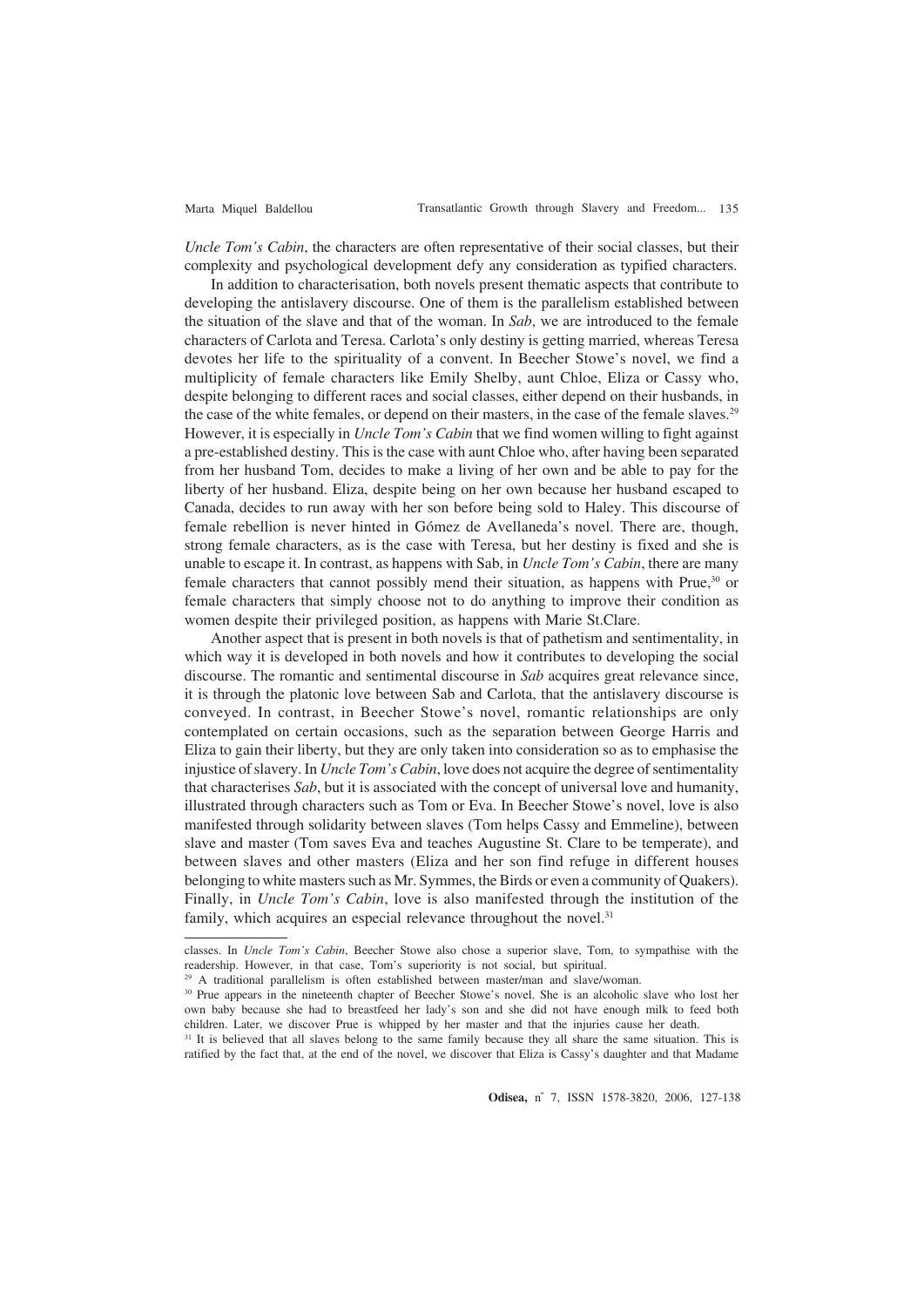*Uncle Tom's Cabin*, the characters are often representative of their social classes, but their complexity and psychological development defy any consideration as typified characters.

In addition to characterisation, both novels present thematic aspects that contribute to developing the antislavery discourse. One of them is the parallelism established between the situation of the slave and that of the woman. In *Sab*, we are introduced to the female characters of Carlota and Teresa. Carlota's only destiny is getting married, whereas Teresa devotes her life to the spirituality of a convent. In Beecher Stowe's novel, we find a multiplicity of female characters like Emily Shelby, aunt Chloe, Eliza or Cassy who, despite belonging to different races and social classes, either depend on their husbands, in the case of the white females, or depend on their masters, in the case of the female slaves.[29] However, it is especially in *Uncle Tom's Cabin* that we find women willing to fight against a pre-established destiny. This is the case with aunt Chloe who, after having been separated from her husband Tom, decides to make a living of her own and be able to pay for the liberty of her husband. Eliza, despite being on her own because her husband escaped to Canada, decides to run away with her son before being sold to Haley. This discourse of female rebellion is never hinted in Gómez de Avellaneda's novel. There are, though, strong female characters, as is the case with Teresa, but her destiny is fixed and she is unable to escape it. In contrast, as happens with Sab, in *Uncle Tom's Cabin*, there are many female characters that cannot possibly mend their situation, as happens with Prue,[30] or female characters that simply choose not to do anything to improve their condition as women despite their privileged position, as happens with Marie St.Clare.

Another aspect that is present in both novels is that of pathetism and sentimentality, in which way it is developed in both novels and how it contributes to developing the social discourse. The romantic and sentimental discourse in *Sab* acquires great relevance since, it is through the platonic love between Sab and Carlota, that the antislavery discourse is conveyed. In contrast, in Beecher Stowe's novel, romantic relationships are only contemplated on certain occasions, such as the separation between George Harris and Eliza to gain their liberty, but they are only taken into consideration so as to emphasise the injustice of slavery. In *Uncle Tom's Cabin*, love does not acquire the degree of sentimentality that characterises *Sab*, but it is associated with the concept of universal love and humanity, illustrated through characters such as Tom or Eva. In Beecher Stowe's novel, love is also manifested through solidarity between slaves (Tom helps Cassy and Emmeline), between slave and master (Tom saves Eva and teaches Augustine St. Clare to be temperate), and between slaves and other masters (Eliza and her son find refuge in different houses belonging to white masters such as Mr. Symmes, the Birds or even a community of Quakers). Finally, in *Uncle Tom's Cabin*, love is also manifested through the institution of the family, which acquires an especial relevance throughout the novel.[31]

---

classes. In *Uncle Tom's Cabin*, Beecher Stowe also chose a superior slave, Tom, to sympathise with the readership. However, in that case, Tom's superiority is not social, but spiritual.

[29] A traditional parallelism is often established between master/man and slave/woman.

[30] Prue appears in the nineteenth chapter of Beecher Stowe's novel. She is an alcoholic slave who lost her own baby because she had to breastfeed her lady's son and she did not have enough milk to feed both children. Later, we discover Prue is whipped by her master and that the injuries cause her death.

[31] It is believed that all slaves belong to the same family because they all share the same situation. This is ratified by the fact that, at the end of the novel, we discover that Eliza is Cassy's daughter and that Madame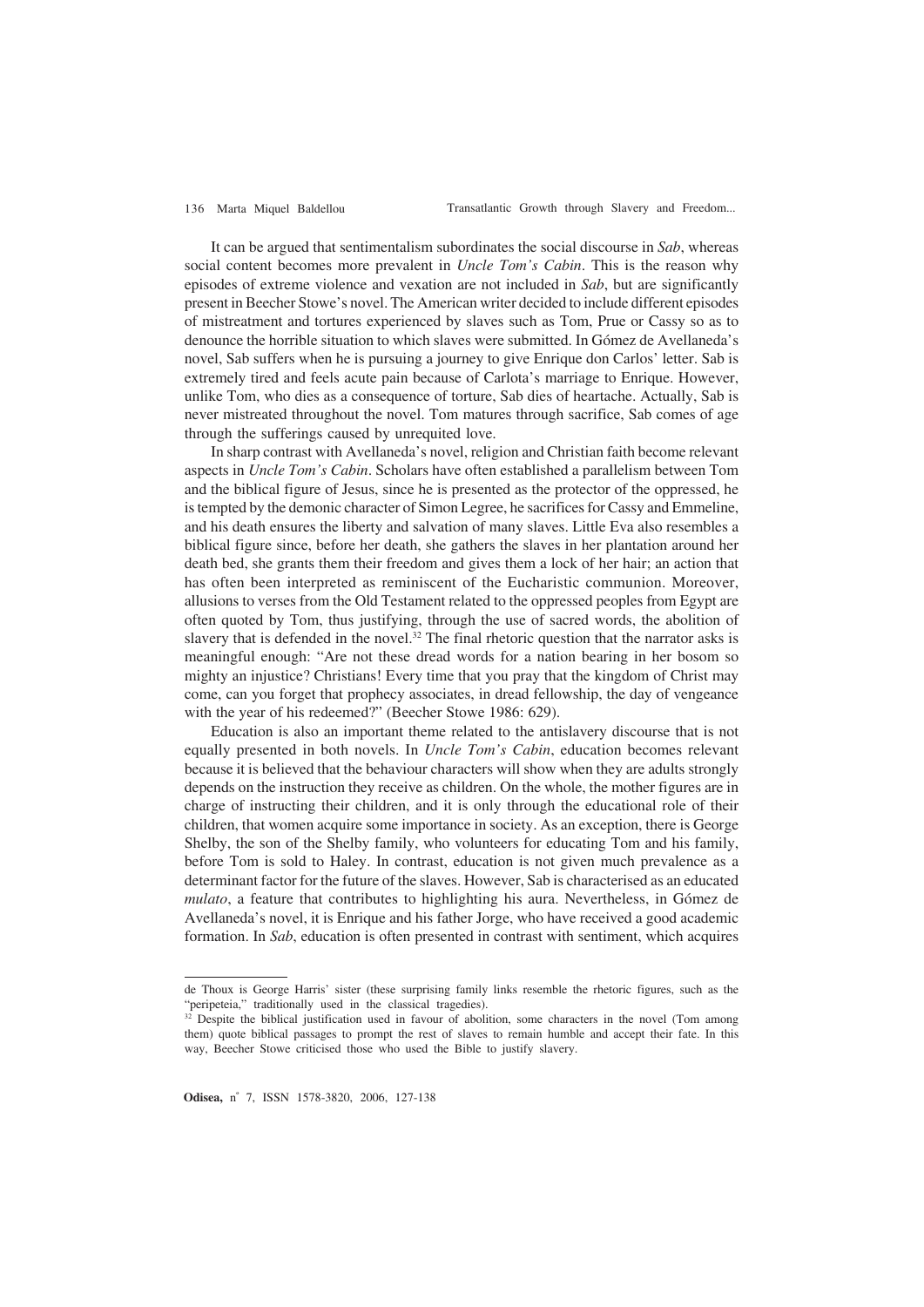It can be argued that sentimentalism subordinates the social discourse in *Sab*, whereas social content becomes more prevalent in *Uncle Tom's Cabin*. This is the reason why episodes of extreme violence and vexation are not included in *Sab*, but are significantly present in Beecher Stowe's novel. The American writer decided to include different episodes of mistreatment and tortures experienced by slaves such as Tom, Prue or Cassy so as to denounce the horrible situation to which slaves were submitted. In Gómez de Avellaneda's novel, Sab suffers when he is pursuing a journey to give Enrique don Carlos' letter. Sab is extremely tired and feels acute pain because of Carlota's marriage to Enrique. However, unlike Tom, who dies as a consequence of torture, Sab dies of heartache. Actually, Sab is never mistreated throughout the novel. Tom matures through sacrifice, Sab comes of age through the sufferings caused by unrequited love.

In sharp contrast with Avellaneda's novel, religion and Christian faith become relevant aspects in *Uncle Tom's Cabin*. Scholars have often established a parallelism between Tom and the biblical figure of Jesus, since he is presented as the protector of the oppressed, he is tempted by the demonic character of Simon Legree, he sacrifices for Cassy and Emmeline, and his death ensures the liberty and salvation of many slaves. Little Eva also resembles a biblical figure since, before her death, she gathers the slaves in her plantation around her death bed, she grants them their freedom and gives them a lock of her hair; an action that has often been interpreted as reminiscent of the Eucharistic communion. Moreover, allusions to verses from the Old Testament related to the oppressed peoples from Egypt are often quoted by Tom, thus justifying, through the use of sacred words, the abolition of slavery that is defended in the novel.[32] The final rhetoric question that the narrator asks is meaningful enough: "Are not these dread words for a nation bearing in her bosom so mighty an injustice? Christians! Every time that you pray that the kingdom of Christ may come, can you forget that prophecy associates, in dread fellowship, the day of vengeance with the year of his redeemed?" (Beecher Stowe 1986: 629).

Education is also an important theme related to the antislavery discourse that is not equally presented in both novels. In *Uncle Tom's Cabin*, education becomes relevant because it is believed that the behaviour characters will show when they are adults strongly depends on the instruction they receive as children. On the whole, the mother figures are in charge of instructing their children, and it is only through the educational role of their children, that women acquire some importance in society. As an exception, there is George Shelby, the son of the Shelby family, who volunteers for educating Tom and his family, before Tom is sold to Haley. In contrast, education is not given much prevalence as a determinant factor for the future of the slaves. However, Sab is characterised as an educated *mulato*, a feature that contributes to highlighting his aura. Nevertheless, in Gómez de Avellaneda's novel, it is Enrique and his father Jorge, who have received a good academic formation. In *Sab*, education is often presented in contrast with sentiment, which acquires

---

de Thoux is George Harris' sister (these surprising family links resemble the rhetoric figures, such as the "peripeteia," traditionally used in the classical tragedies).

[32] Despite the biblical justification used in favour of abolition, some characters in the novel (Tom among them) quote biblical passages to prompt the rest of slaves to remain humble and accept their fate. In this way, Beecher Stowe criticised those who used the Bible to justify slavery.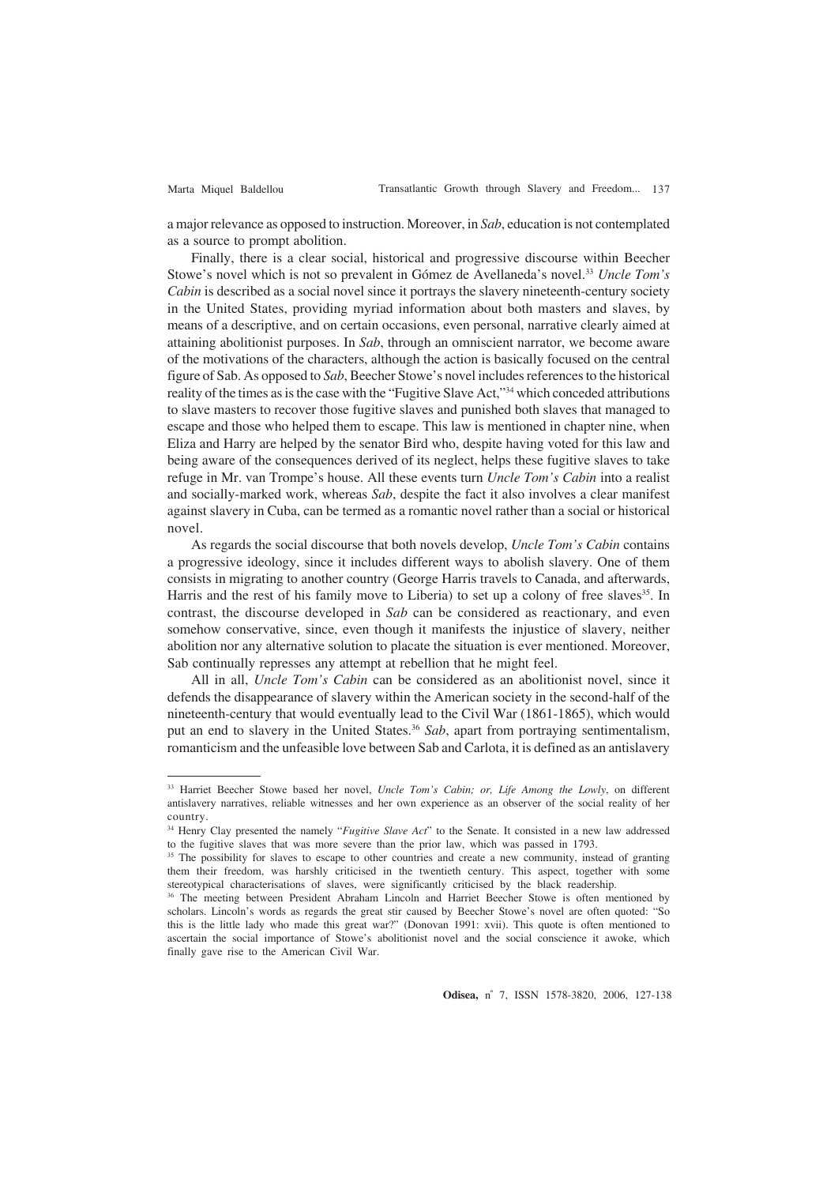a major relevance as opposed to instruction. Moreover, in *Sab*, education is not contemplated as a source to prompt abolition.

Finally, there is a clear social, historical and progressive discourse within Beecher Stowe's novel which is not so prevalent in Gómez de Avellaneda's novel.[33] *Uncle Tom's Cabin* is described as a social novel since it portrays the slavery nineteenth-century society in the United States, providing myriad information about both masters and slaves, by means of a descriptive, and on certain occasions, even personal, narrative clearly aimed at attaining abolitionist purposes. In *Sab*, through an omniscient narrator, we become aware of the motivations of the characters, although the action is basically focused on the central figure of Sab. As opposed to *Sab*, Beecher Stowe's novel includes references to the historical reality of the times as is the case with the "Fugitive Slave Act,"[34] which conceded attributions to slave masters to recover those fugitive slaves and punished both slaves that managed to escape and those who helped them to escape. This law is mentioned in chapter nine, when Eliza and Harry are helped by the senator Bird who, despite having voted for this law and being aware of the consequences derived of its neglect, helps these fugitive slaves to take refuge in Mr. van Trompe's house. All these events turn *Uncle Tom's Cabin* into a realist and socially-marked work, whereas *Sab*, despite the fact it also involves a clear manifest against slavery in Cuba, can be termed as a romantic novel rather than a social or historical novel.

As regards the social discourse that both novels develop, *Uncle Tom's Cabin* contains a progressive ideology, since it includes different ways to abolish slavery. One of them consists in migrating to another country (George Harris travels to Canada, and afterwards, Harris and the rest of his family move to Liberia) to set up a colony of free slaves[35]. In contrast, the discourse developed in *Sab* can be considered as reactionary, and even somehow conservative, since, even though it manifests the injustice of slavery, neither abolition nor any alternative solution to placate the situation is ever mentioned. Moreover, Sab continually represses any attempt at rebellion that he might feel.

All in all, *Uncle Tom's Cabin* can be considered as an abolitionist novel, since it defends the disappearance of slavery within the American society in the second-half of the nineteenth-century that would eventually lead to the Civil War (1861-1865), which would put an end to slavery in the United States.[36] *Sab*, apart from portraying sentimentalism, romanticism and the unfeasible love between Sab and Carlota, it is defined as an antislavery

---

[33] Harriet Beecher Stowe based her novel, *Uncle Tom's Cabin; or, Life Among the Lowly*, on different antislavery narratives, reliable witnesses and her own experience as an observer of the social reality of her country.

[34] Henry Clay presented the namely "*Fugitive Slave Act*" to the Senate. It consisted in a new law addressed to the fugitive slaves that was more severe than the prior law, which was passed in 1793.

[35] The possibility for slaves to escape to other countries and create a new community, instead of granting them their freedom, was harshly criticised in the twentieth century. This aspect, together with some stereotypical characterisations of slaves, were significantly criticised by the black readership.

[36] The meeting between President Abraham Lincoln and Harriet Beecher Stowe is often mentioned by scholars. Lincoln's words as regards the great stir caused by Beecher Stowe's novel are often quoted: "So this is the little lady who made this great war?" (Donovan 1991: xvii). This quote is often mentioned to ascertain the social importance of Stowe's abolitionist novel and the social conscience it awoke, which finally gave rise to the American Civil War.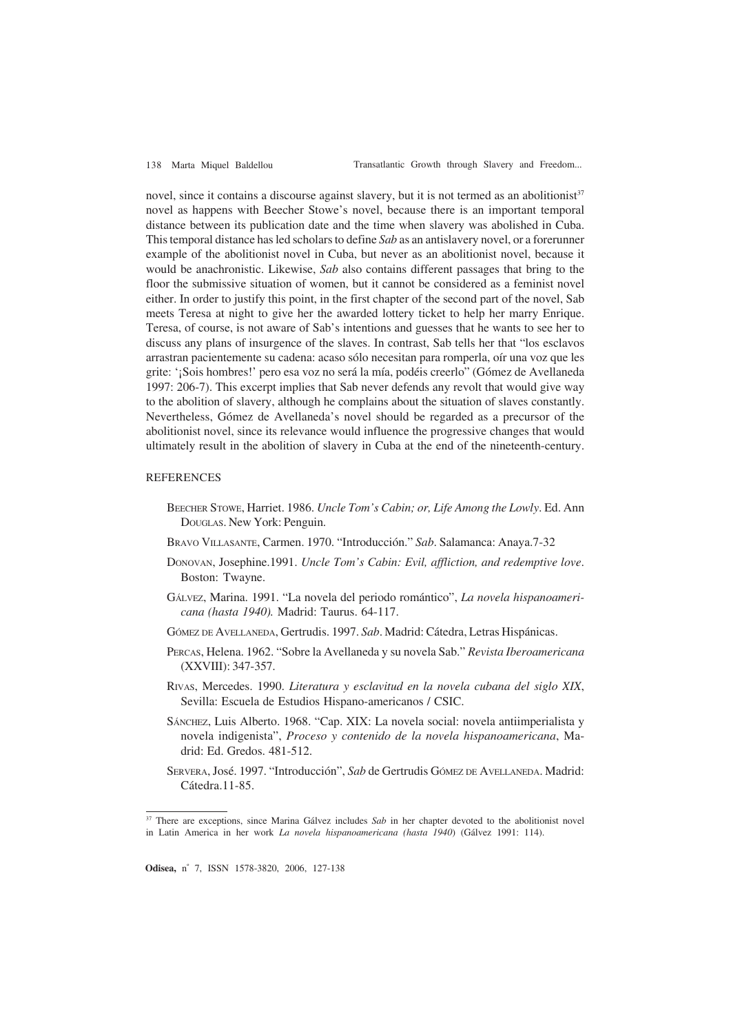novel, since it contains a discourse against slavery, but it is not termed as an abolitionist[37] novel as happens with Beecher Stowe's novel, because there is an important temporal distance between its publication date and the time when slavery was abolished in Cuba. This temporal distance has led scholars to define *Sab* as an antislavery novel, or a forerunner example of the abolitionist novel in Cuba, but never as an abolitionist novel, because it would be anachronistic. Likewise, *Sab* also contains different passages that bring to the floor the submissive situation of women, but it cannot be considered as a feminist novel either. In order to justify this point, in the first chapter of the second part of the novel, Sab meets Teresa at night to give her the awarded lottery ticket to help her marry Enrique. Teresa, of course, is not aware of Sab's intentions and guesses that he wants to see her to discuss any plans of insurgence of the slaves. In contrast, Sab tells her that "los esclavos arrastran pacientemente su cadena: acaso sólo necesitan para romperla, oír una voz que les grite: '¡Sois hombres!' pero esa voz no será la mía, podéis creerlo" (Gómez de Avellaneda 1997: 206-7). This excerpt implies that Sab never defends any revolt that would give way to the abolition of slavery, although he complains about the situation of slaves constantly. Nevertheless, Gómez de Avellaneda's novel should be regarded as a precursor of the abolitionist novel, since its relevance would influence the progressive changes that would ultimately result in the abolition of slavery in Cuba at the end of the nineteenth-century.

## REFERENCES

Beecher Stowe, Harriet. 1986. *Uncle Tom's Cabin; or, Life Among the Lowly*. Ed. Ann Douglas. New York: Penguin.

Bravo Villasante, Carmen. 1970. "Introducción." *Sab*. Salamanca: Anaya.7-32

Donovan, Josephine.1991. *Uncle Tom's Cabin: Evil, affliction, and redemptive love*. Boston: Twayne.

Gálvez, Marina. 1991. "La novela del periodo romántico", *La novela hispanoamericana (hasta 1940).* Madrid: Taurus. 64-117.

Gómez de Avellaneda, Gertrudis. 1997. *Sab*. Madrid: Cátedra, Letras Hispánicas.

Percas, Helena. 1962. "Sobre la Avellaneda y su novela Sab." *Revista Iberoamericana* (XXVIII): 347-357.

Rivas, Mercedes. 1990. *Literatura y esclavitud en la novela cubana del siglo XIX*, Sevilla: Escuela de Estudios Hispano-americanos / CSIC.

Sánchez, Luis Alberto. 1968. "Cap. XIX: La novela social: novela antiimperialista y novela indigenista", *Proceso y contenido de la novela hispanoamericana*, Madrid: Ed. Gredos. 481-512.

Servera, José. 1997. "Introducción", *Sab* de Gertrudis Gómez de Avellaneda. Madrid: Cátedra.11-85.

---

[37] There are exceptions, since Marina Gálvez includes *Sab* in her chapter devoted to the abolitionist novel in Latin America in her work *La novela hispanoamericana (hasta 1940)* (Gálvez 1991: 114).